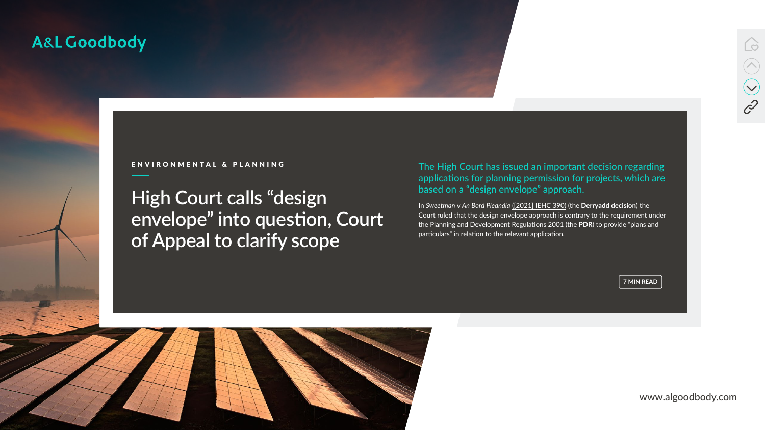A&L Goodbody

ENVIRONMENTAL & PLANNING

# High Court calls "design envelope" into question, Court of Appeal to clarify scope

The High Court has issued an important decision regarding applications for planning permission for projects, which are based on a "design envelope" approach.

In *Sweetman v An Bord Pleanála* ([2021] IEHC 390) (the **Derryadd decision**) the Court ruled that the design envelope approach is contrary to the requirement under the Planning and Development Regulations 2001 (the **PDR**) to provide "plans and particulars" in relation to the relevant application.

7 MIN READ

www.algoodbody.com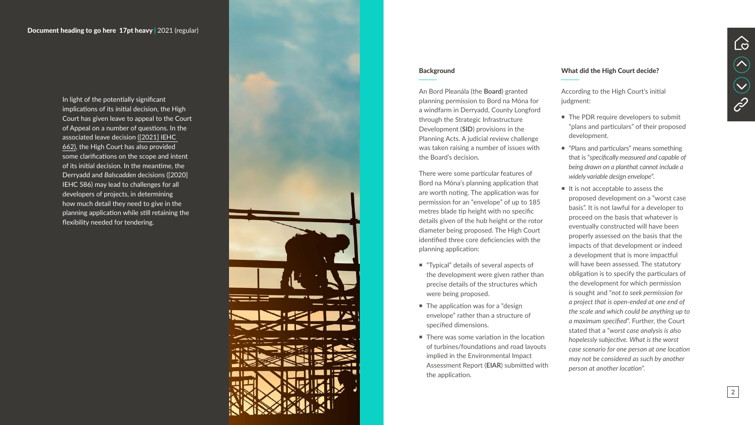In light of the potentially significant implications of its initial decision, the High Court has given leave to appeal to the Court of Appeal on a number of questions. In the associated leave decision ([2021] IEHC 662), the High Court has also provided some clarifications on the scope and intent of its initial decision. In the meantime, the Derryadd and *Balscadden* decisions ([2020] IEHC 586) may lead to challenges for all developers of projects, in determining how much detail they need to give in the planning application while still retaining the flexibility needed for tendering.

## Background

An Bord Pleanála (the **Board**) granted planning permission to Bord na Móna for a windfarm in Derryadd, County Longford through the Strategic Infrastructure Development (**SID**) provisions in the Planning Acts. A judicial review challenge was taken raising a number of issues with the Board's decision.

There were some particular features of Bord na Móna's planning application that are worth noting. The application was for permission for an "envelope" of up to 185 metres blade tip height with no specific details given of the hub height or the rotor diameter being proposed. The High Court identified three core deficiencies with the planning application:

- "Typical" details of several aspects of the development were given rather than precise details of the structures which were being proposed.
- The application was for a "design envelope" rather than a structure of specified dimensions.
- There was some variation in the location of turbines/foundations and road layouts implied in the Environmental Impact Assessment Report (**EIAR**) submitted with the application.

## What did the High Court decide?

According to the High Court's initial judgment:

- The PDR require developers to submit "plans and particulars" of their proposed development.
- "Plans and particulars" means something that is "*specifically measured and capable of being drawn on a planthat cannot include a widely variable design envelope*".
- It is not acceptable to assess the proposed development on a "worst case basis". It is not lawful for a developer to proceed on the basis that whatever is eventually constructed will have been properly assessed on the basis that the impacts of that development or indeed a development that is more impactful will have been assessed. The statutory obligation is to specify the particulars of the development for which permission is sought and "*not to seek permission for a project that is open-ended at one end of the scale and which could be anything up to a maximum specified*". Further, the Court stated that a "*worst case analysis is also hopelessly subjective. What is the worst case scenario for one person at one location may not be considered as such by another person at another location*".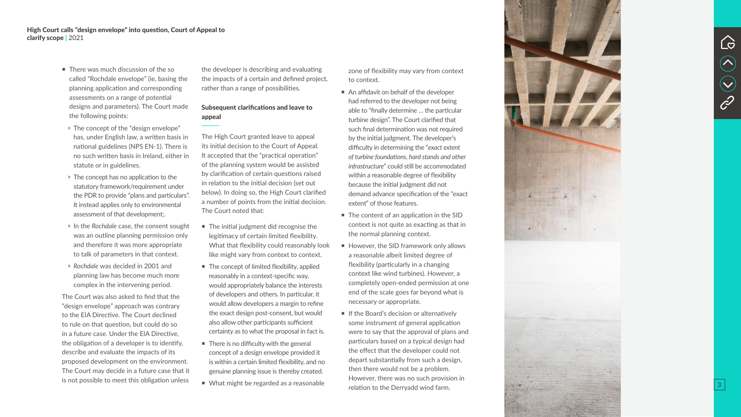- There was much discussion of the so called "Rochdale envelope" (ie, basing the planning application and corresponding assessments on a range of potential designs and parameters). The Court made the following points:
  - The concept of the "design envelope" has, under English law, a written basis in national guidelines (NPS EN-1). There is no such written basis in Ireland, either in statute or in guidelines.
  - The concept has no application to the statutory framework/requirement under the PDR to provide "plans and particulars". It instead applies only to environmental assessment of that development;.
  - In the *Rochdale* case, the consent sought was an outline planning permission only and therefore it was more appropriate to talk of parameters in that context.
  - *Rochdale* was decided in 2001 and planning law has become much more complex in the intervening period.

The Court was also asked to find that the "design envelope" approach was contrary to the EIA Directive. The Court declined to rule on that question, but could do so in a future case. Under the EIA Directive, the obligation of a developer is to identify, describe and evaluate the impacts of its proposed development on the environment. The Court may decide in a future case that it is not possible to meet this obligation unless the developer is describing and evaluating the impacts of a certain and defined project, rather than a range of possibilities.

#### Subsequent clarifications and leave to appeal

The High Court granted leave to appeal its initial decision to the Court of Appeal. It accepted that the "practical operation" of the planning system would be assisted by clarification of certain questions raised in relation to the initial decision (set out below). In doing so, the High Court clarified a number of points from the initial decision. The Court noted that:

- The initial judgment did recognise the legitimacy of certain limited flexibility. What that flexibility could reasonably look like might vary from context to context.
- The concept of limited flexibility, applied reasonably in a context-specific way, would appropriately balance the interests of developers and others. In particular, it would allow developers a margin to refine the exact design post-consent, but would also allow other participants sufficient certainty as to what the proposal in fact is.
- There is no difficulty with the general concept of a design envelope provided it is within a certain limited flexibility, and no genuine planning issue is thereby created.
- What might be regarded as a reasonable zone of flexibility may vary from context to context.
- An affidavit on behalf of the developer had referred to the developer not being able to "finally determine … the particular turbine design". The Court clarified that such final determination was not required by the initial judgment. The developer's difficulty in determining the "*exact extent of turbine foundations, hard stands and other infrastructure*" could still be accommodated within a reasonable degree of flexibility because the initial judgment did not demand advance specification of the "exact extent" of those features.
- The content of an application in the SID context is not quite as exacting as that in the normal planning context.
- However, the SID framework only allows a reasonable albeit limited degree of flexibility (particularly in a changing context like wind turbines). However, a completely open-ended permission at one end of the scale goes far beyond what is necessary or appropriate.
- If the Board's decision or alternatively some instrument of general application were to say that the approval of plans and particulars based on a typical design had the effect that the developer could not depart substantially from such a design, then there would not be a problem. However, there was no such provision in relation to the Derryadd wind farm.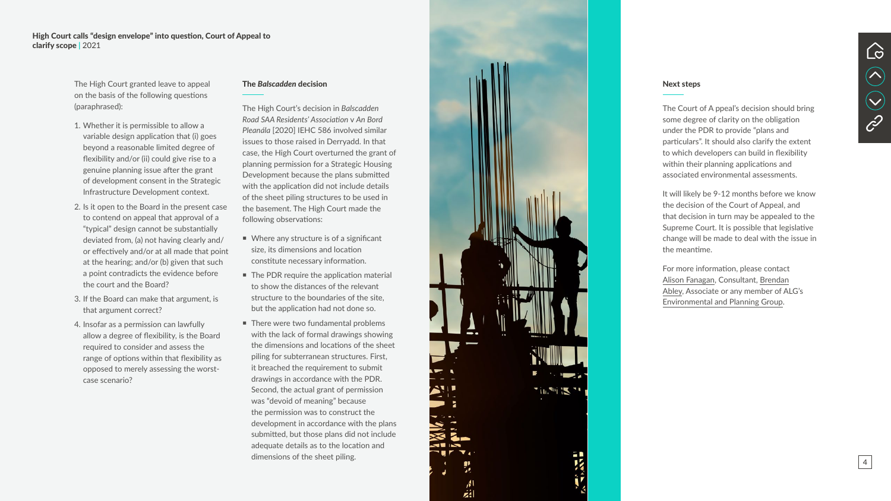**High Court calls "design envelope" into question, Court of Appeal to clarify scope** | 2021

The High Court granted leave to appeal on the basis of the following questions (paraphrased):

1. Whether it is permissible to allow a variable design application that (i) goes beyond a reasonable limited degree of flexibility and/or (ii) could give rise to a genuine planning issue after the grant of development consent in the Strategic Infrastructure Development context.
2. Is it open to the Board in the present case to contend on appeal that approval of a "typical" design cannot be substantially deviated from, (a) not having clearly and/or effectively and/or at all made that point at the hearing; and/or (b) given that such a point contradicts the evidence before the court and the Board?
3. If the Board can make that argument, is that argument correct?
4. Insofar as a permission can lawfully allow a degree of flexibility, is the Board required to consider and assess the range of options within that flexibility as opposed to merely assessing the worst-case scenario?

## The *Balscadden* decision

The High Court's decision in *Balscadden Road SAA Residents' Association* v *An Bord Pleanála* [2020] IEHC 586 involved similar issues to those raised in Derryadd. In that case, the High Court overturned the grant of planning permission for a Strategic Housing Development because the plans submitted with the application did not include details of the sheet piling structures to be used in the basement. The High Court made the following observations:

- Where any structure is of a significant size, its dimensions and location constitute necessary information.
- The PDR require the application material to show the distances of the relevant structure to the boundaries of the site, but the application had not done so.
- There were two fundamental problems with the lack of formal drawings showing the dimensions and locations of the sheet piling for subterranean structures. First, it breached the requirement to submit drawings in accordance with the PDR. Second, the actual grant of permission was "devoid of meaning" because the permission was to construct the development in accordance with the plans submitted, but those plans did not include adequate details as to the location and dimensions of the sheet piling.

## Next steps

The Court of A ppeal's decision should bring some degree of clarity on the obligation under the PDR to provide "plans and particulars". It should also clarify the extent to which developers can build in flexibility within their planning applications and associated environmental assessments.

It will likely be 9-12 months before we know the decision of the Court of Appeal, and that decision in turn may be appealed to the Supreme Court. It is possible that legislative change will be made to deal with the issue in the meantime.

For more information, please contact Alison Fanagan, Consultant, Brendan Abley, Associate or any member of ALG's Environmental and Planning Group.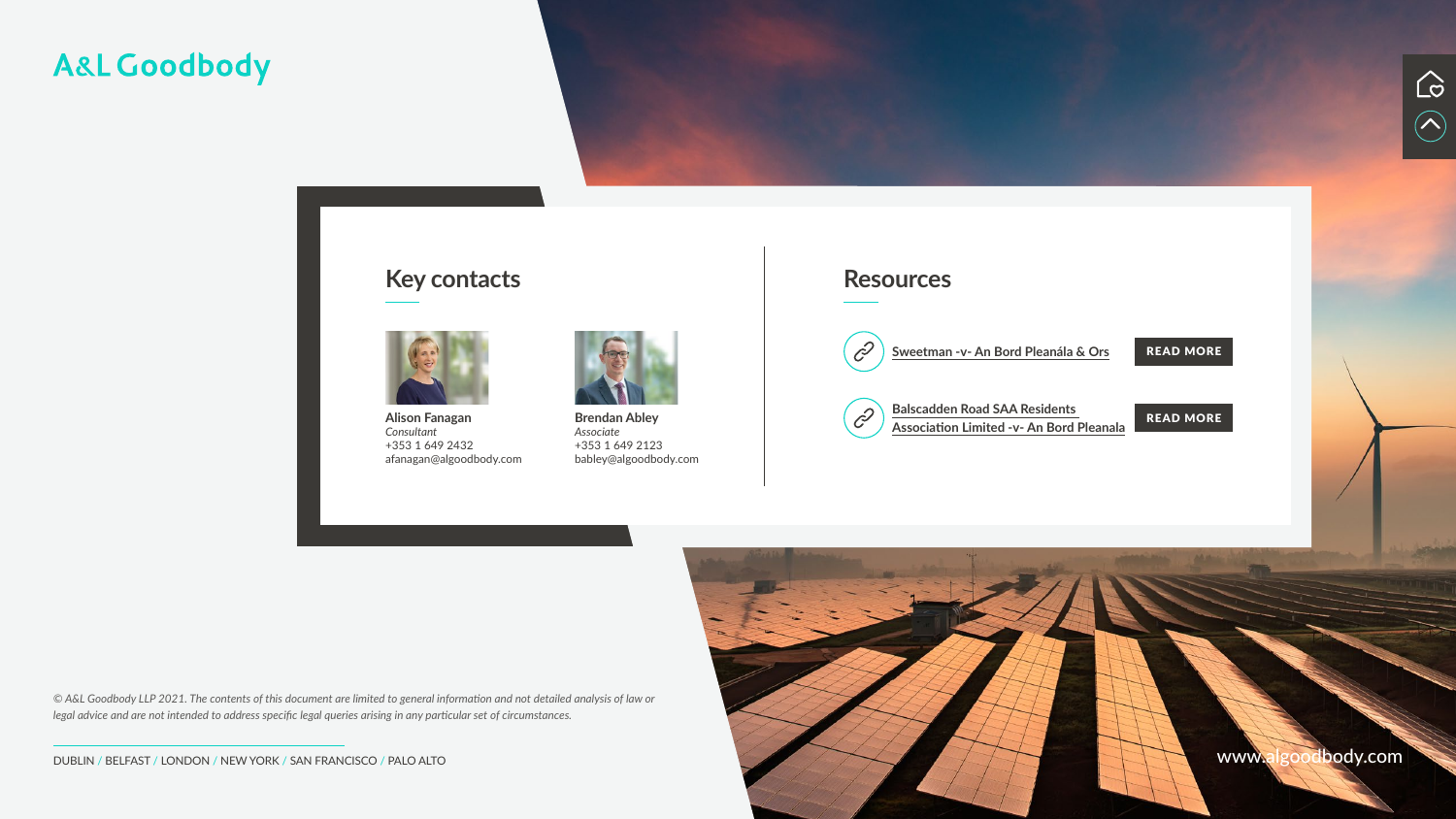## Key contacts

**Alison Fanagan**
*Consultant*
+353 1 649 2432
afanagan@algoodbody.com

**Brendan Abley**
*Associate*
+353 1 649 2123
babley@algoodbody.com

## Resources

Sweetman -v- An Bord Pleanála & Ors — READ MORE

Balscadden Road SAA Residents Association Limited -v- An Bord Pleanala — READ MORE

*© A&L Goodbody LLP 2021. The contents of this document are limited to general information and not detailed analysis of law or legal advice and are not intended to address specific legal queries arising in any particular set of circumstances.*

DUBLIN / BELFAST / LONDON / NEW YORK / SAN FRANCISCO / PALO ALTO

www.algoodbody.com